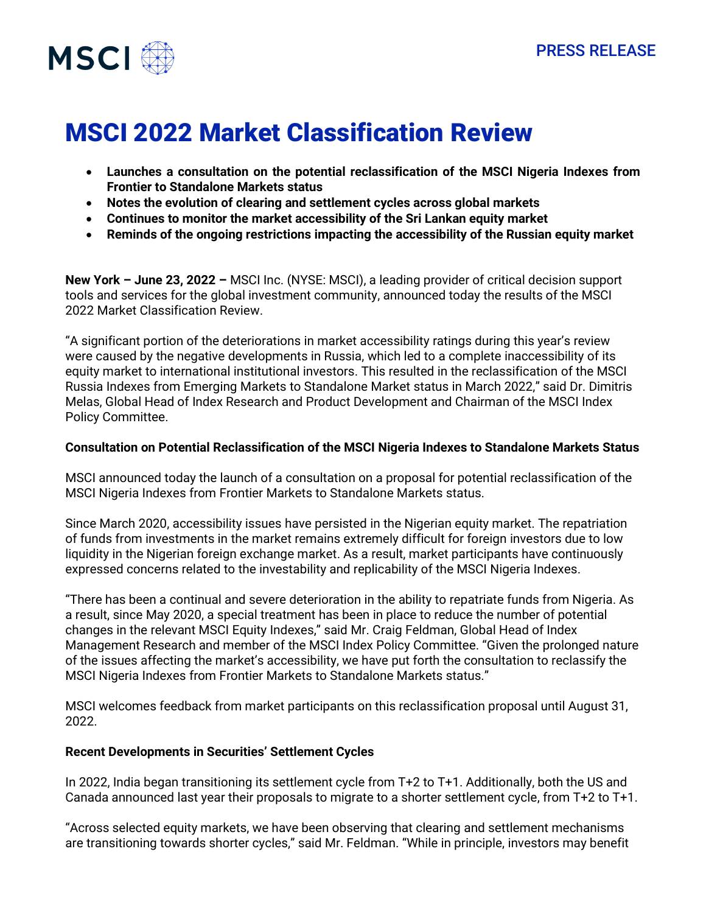PRESS RELEASE

# MSCI 2022 Market Classification Review

- **Launches a consultation on the potential reclassification of the MSCI Nigeria Indexes from Frontier to Standalone Markets status**
- **Notes the evolution of clearing and settlement cycles across global markets**
- **Continues to monitor the market accessibility of the Sri Lankan equity market**
- **Reminds of the ongoing restrictions impacting the accessibility of the Russian equity market**

**New York – June 23, 2022 –** MSCI Inc. (NYSE: MSCI), a leading provider of critical decision support tools and services for the global investment community, announced today the results of the MSCI 2022 Market Classification Review.

"A significant portion of the deteriorations in market accessibility ratings during this year's review were caused by the negative developments in Russia, which led to a complete inaccessibility of its equity market to international institutional investors. This resulted in the reclassification of the MSCI Russia Indexes from Emerging Markets to Standalone Market status in March 2022," said Dr. Dimitris Melas, Global Head of Index Research and Product Development and Chairman of the MSCI Index Policy Committee.

**Consultation on Potential Reclassification of the MSCI Nigeria Indexes to Standalone Markets Status**

MSCI announced today the launch of a consultation on a proposal for potential reclassification of the MSCI Nigeria Indexes from Frontier Markets to Standalone Markets status.

Since March 2020, accessibility issues have persisted in the Nigerian equity market. The repatriation of funds from investments in the market remains extremely difficult for foreign investors due to low liquidity in the Nigerian foreign exchange market. As a result, market participants have continuously expressed concerns related to the investability and replicability of the MSCI Nigeria Indexes.

"There has been a continual and severe deterioration in the ability to repatriate funds from Nigeria. As a result, since May 2020, a special treatment has been in place to reduce the number of potential changes in the relevant MSCI Equity Indexes," said Mr. Craig Feldman, Global Head of Index Management Research and member of the MSCI Index Policy Committee. "Given the prolonged nature of the issues affecting the market's accessibility, we have put forth the consultation to reclassify the MSCI Nigeria Indexes from Frontier Markets to Standalone Markets status."

MSCI welcomes feedback from market participants on this reclassification proposal until August 31, 2022.

**Recent Developments in Securities' Settlement Cycles**

In 2022, India began transitioning its settlement cycle from T+2 to T+1. Additionally, both the US and Canada announced last year their proposals to migrate to a shorter settlement cycle, from T+2 to T+1.

"Across selected equity markets, we have been observing that clearing and settlement mechanisms are transitioning towards shorter cycles," said Mr. Feldman. "While in principle, investors may benefit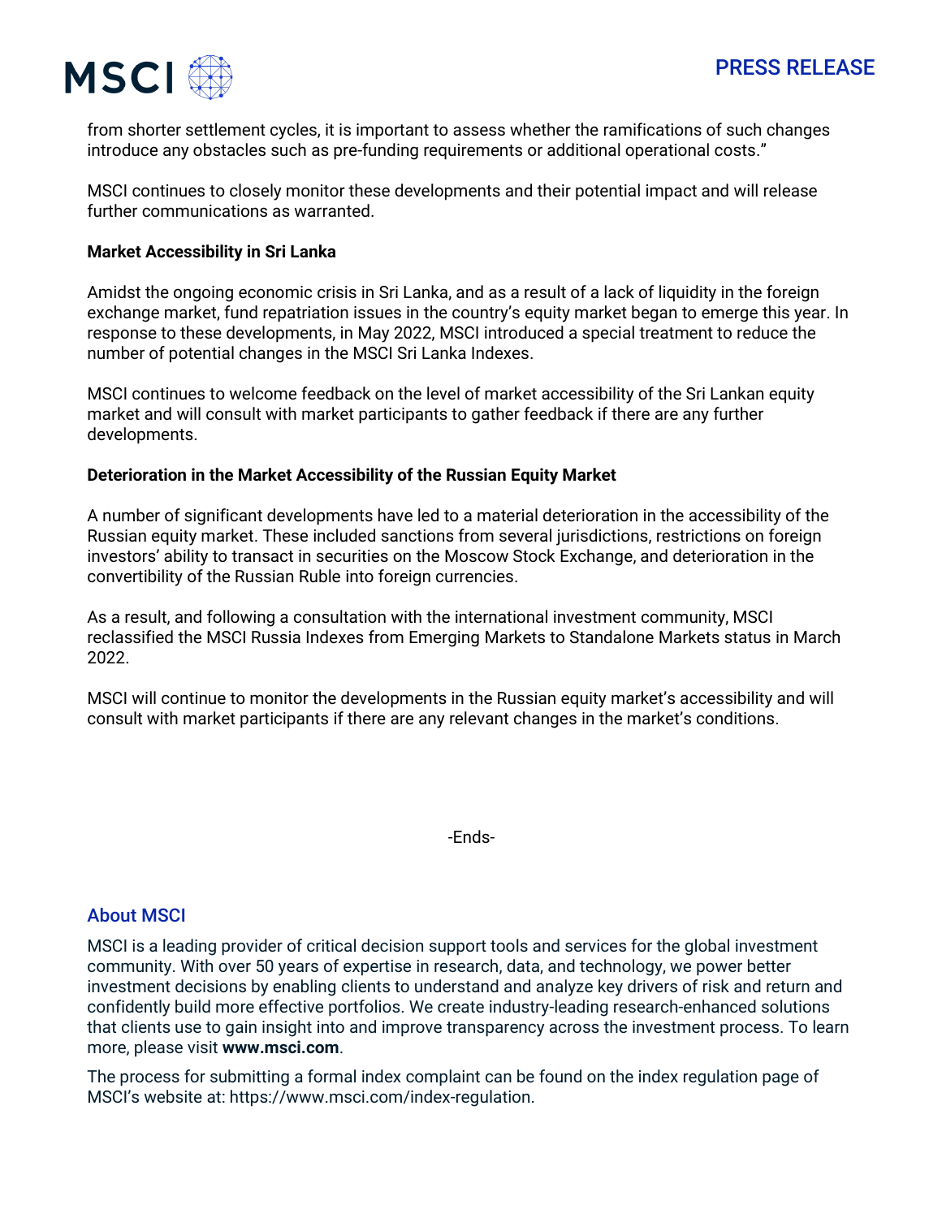from shorter settlement cycles, it is important to assess whether the ramifications of such changes introduce any obstacles such as pre-funding requirements or additional operational costs."

MSCI continues to closely monitor these developments and their potential impact and will release further communications as warranted.

**Market Accessibility in Sri Lanka**

Amidst the ongoing economic crisis in Sri Lanka, and as a result of a lack of liquidity in the foreign exchange market, fund repatriation issues in the country's equity market began to emerge this year. In response to these developments, in May 2022, MSCI introduced a special treatment to reduce the number of potential changes in the MSCI Sri Lanka Indexes.

MSCI continues to welcome feedback on the level of market accessibility of the Sri Lankan equity market and will consult with market participants to gather feedback if there are any further developments.

**Deterioration in the Market Accessibility of the Russian Equity Market**

A number of significant developments have led to a material deterioration in the accessibility of the Russian equity market. These included sanctions from several jurisdictions, restrictions on foreign investors' ability to transact in securities on the Moscow Stock Exchange, and deterioration in the convertibility of the Russian Ruble into foreign currencies.

As a result, and following a consultation with the international investment community, MSCI reclassified the MSCI Russia Indexes from Emerging Markets to Standalone Markets status in March 2022.

MSCI will continue to monitor the developments in the Russian equity market's accessibility and will consult with market participants if there are any relevant changes in the market's conditions.

-Ends-

## About MSCI

MSCI is a leading provider of critical decision support tools and services for the global investment community. With over 50 years of expertise in research, data, and technology, we power better investment decisions by enabling clients to understand and analyze key drivers of risk and return and confidently build more effective portfolios. We create industry-leading research-enhanced solutions that clients use to gain insight into and improve transparency across the investment process. To learn more, please visit **www.msci.com**.

The process for submitting a formal index complaint can be found on the index regulation page of MSCI's website at: https://www.msci.com/index-regulation.